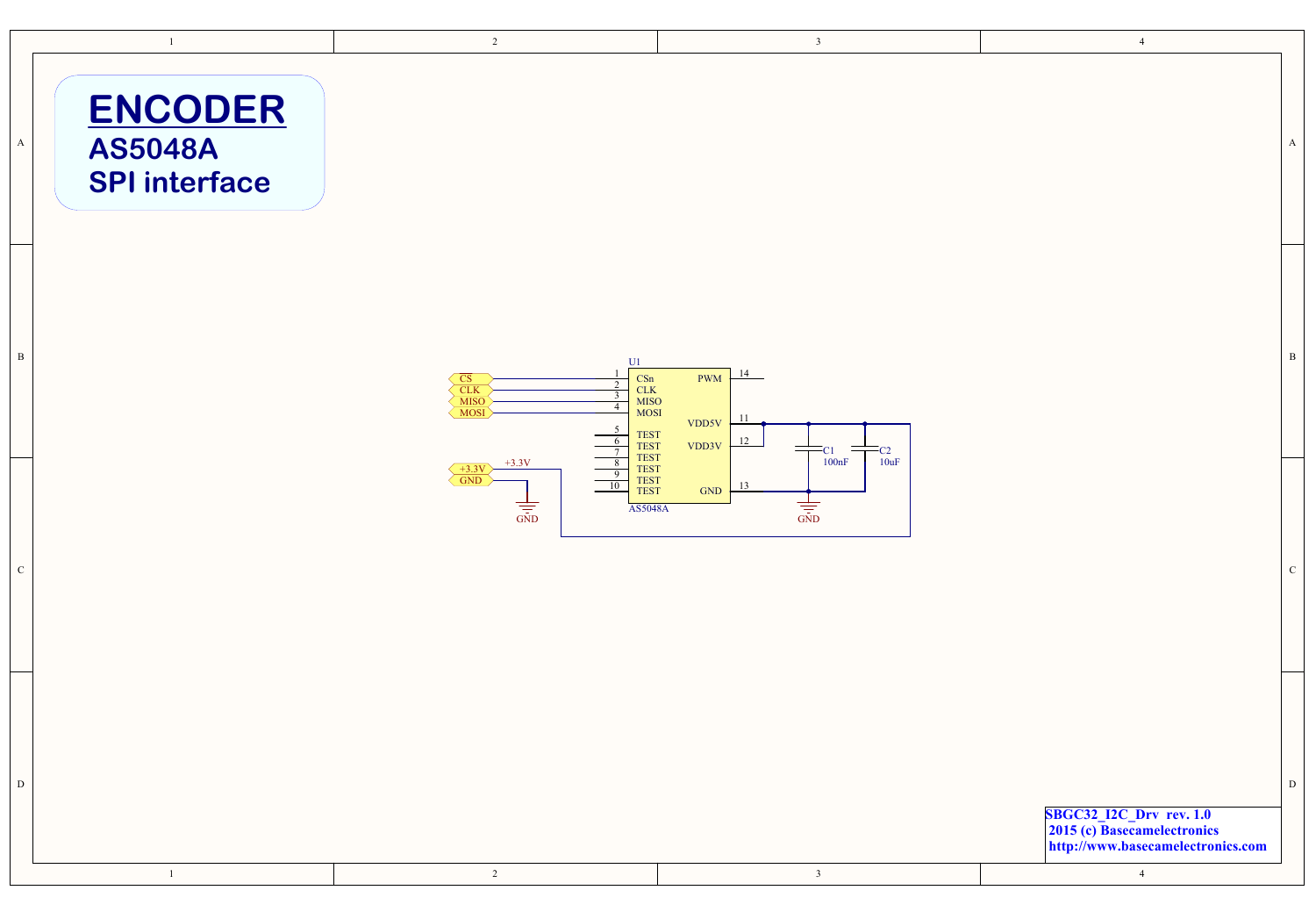# ENCODER

## AS5048A

## SPI interface

U1 — AS5048A

| Pin | Name | Net |
|---|---|---|
| 1 | CSn | CS |
| 2 | CLK | CLK |
| 3 | MISO | MISO |
| 4 | MOSI | MOSI |
| 5 | TEST | |
| 6 | TEST | |
| 7 | TEST | |
| 8 | TEST | |
| 9 | TEST | |
| 10 | TEST | |
| 11 | VDD5V | +3.3V |
| 12 | VDD3V | +3.3V |
| 13 | GND | GND |
| 14 | PWM | |

C1 100nF

C2 10uF

+3.3V

GND

SBGC32_I2C_Drv rev. 1.0
2015 (c) Basecamelectronics
http://www.basecamelectronics.com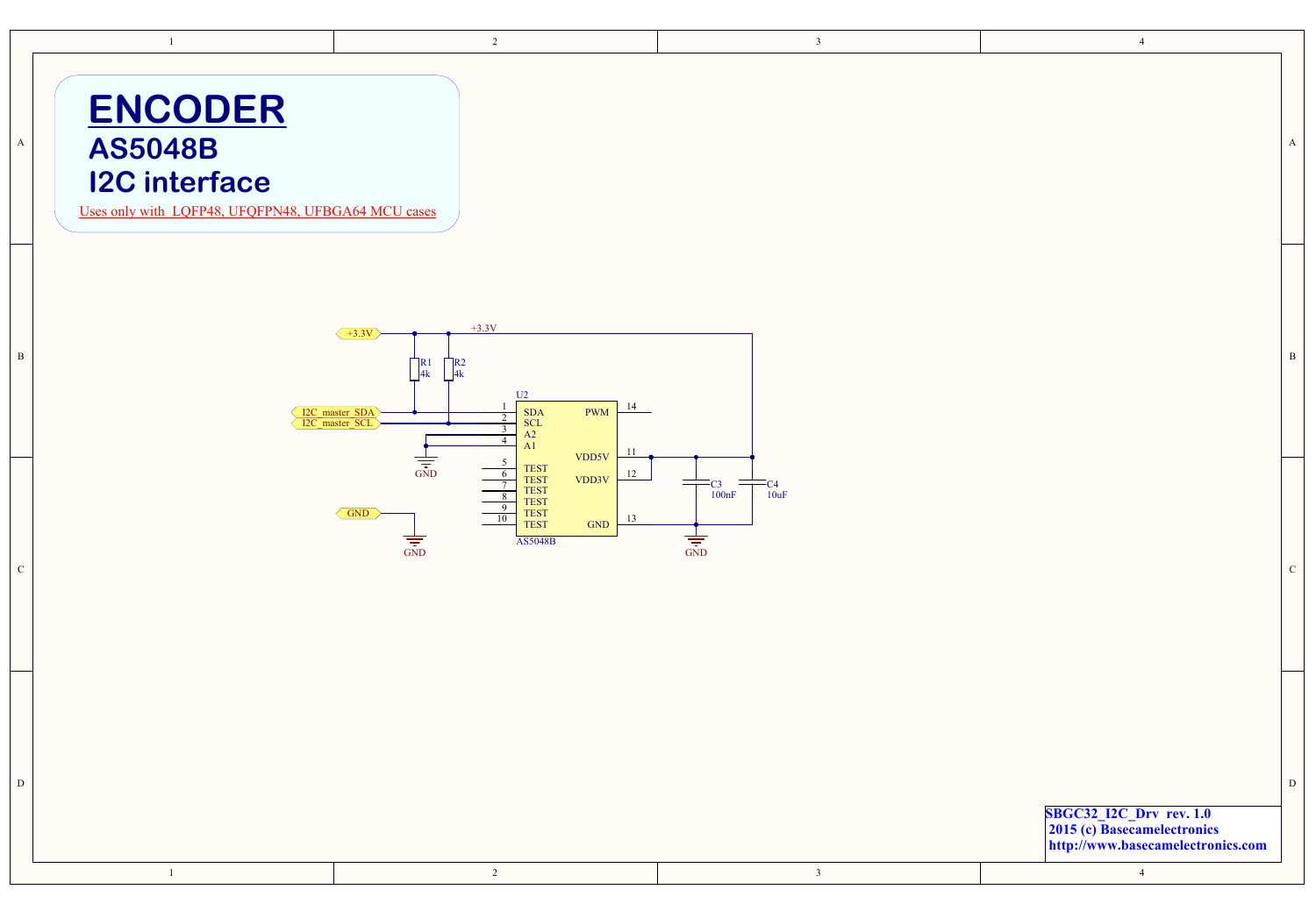# ENCODER

## AS5048B

## I2C interface

Uses only with LQFP48, UFQFPN48, UFBGA64 MCU cases

+3.3V

+3.3V

R1 4k

R2 4k

U2

I2C_master_SDA

I2C_master_SCL

| Pin | Name | Name | Pin |
| --- | --- | --- | --- |
| 1 | SDA | PWM | 14 |
| 2 | SCL | | |
| 3 | A2 | | |
| 4 | A1 | VDD5V | 11 |
| 5 | TEST | VDD3V | 12 |
| 6 | TEST | | |
| 7 | TEST | | |
| 8 | TEST | | |
| 9 | TEST | | |
| 10 | TEST | GND | 13 |

AS5048B

C3 100nF

C4 10uF

GND

GND

GND

GND

SBGC32_I2C_Drv rev. 1.0
2015 (c) Basecamelectronics
http://www.basecamelectronics.com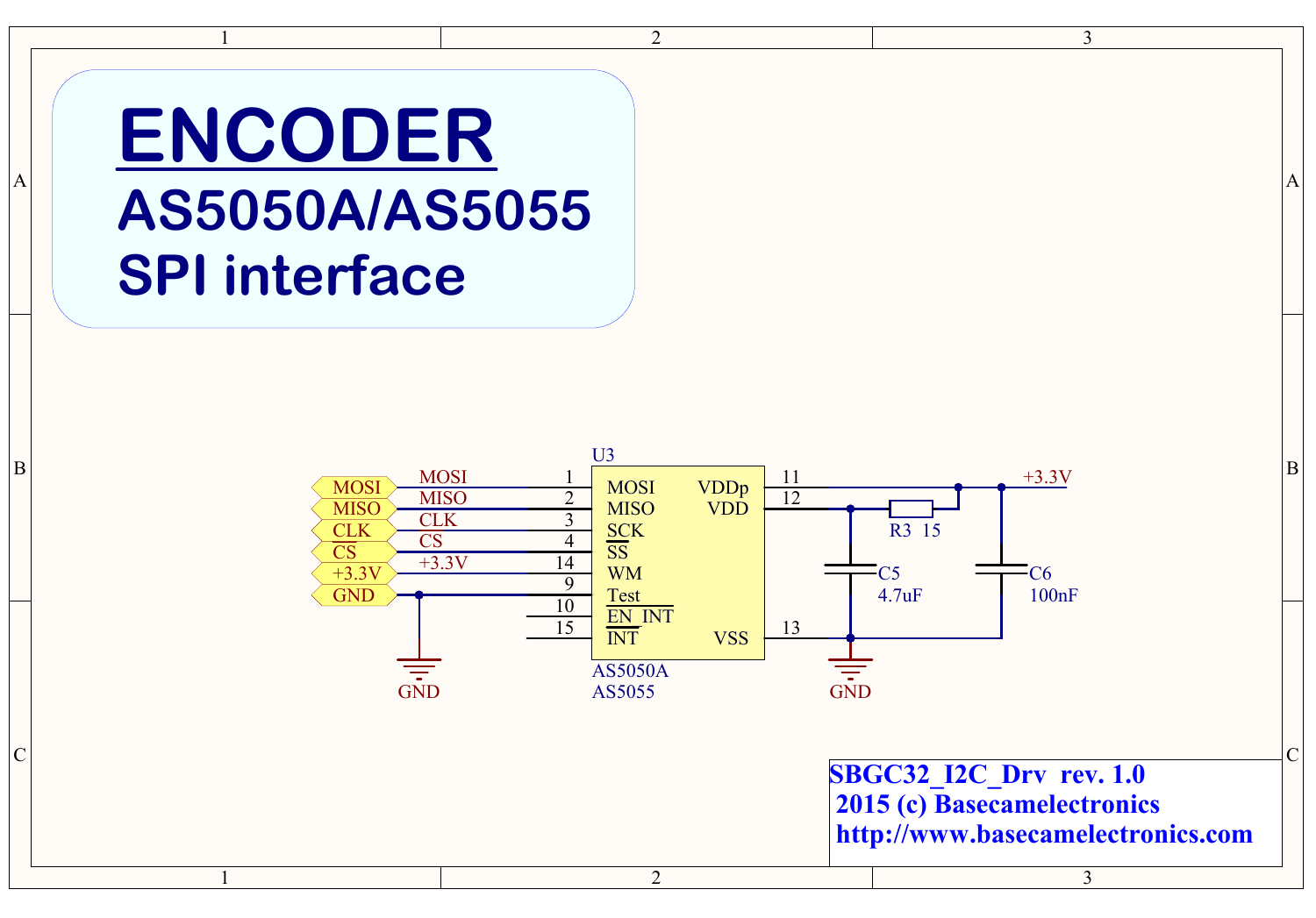# ENCODER

## AS5050A/AS5055

## SPI interface

U3 — AS5050A / AS5055

| Net | Pin | Pin name |
|---|---|---|
| MOSI | 1 | MOSI |
| MISO | 2 | MISO |
| CLK | 3 | SCK |
| CS | 4 | SS |
| +3.3V | 14 | WM |
| GND | 9 | Test |
| | 10 | EN_INT |
| | 15 | INT |
| +3.3V | 11 | VDDp |
| VDD (via R3 15 to +3.3V) | 12 | VDD |
| GND | 13 | VSS |

R3 15

C5 4.7uF

C6 100nF

GND

+3.3V

SBGC32_I2C_Drv rev. 1.0
2015 (c) Basecamelectronics
http://www.basecamelectronics.com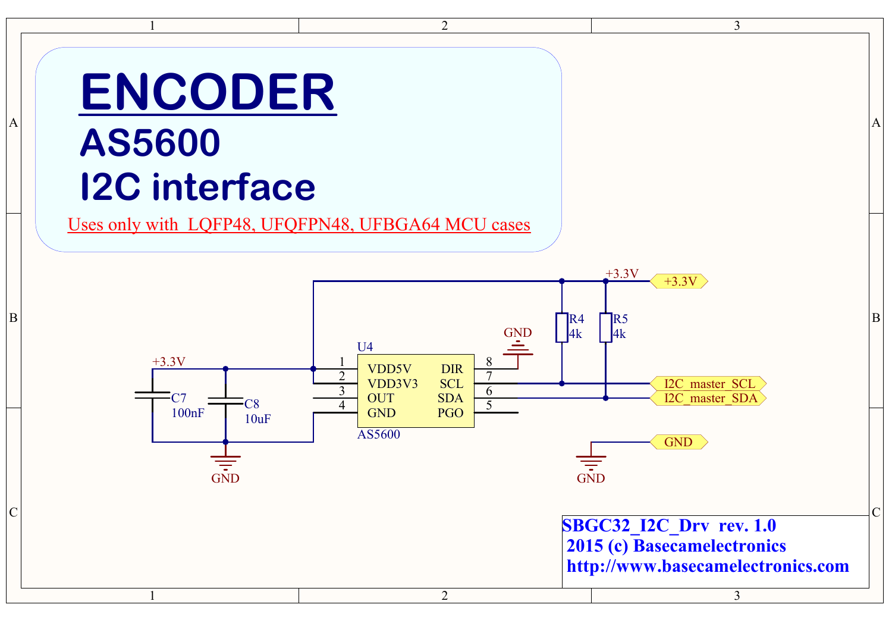# ENCODER

## AS5600

## I2C interface

Uses only with LQFP48, UFQFPN48, UFBGA64 MCU cases

+3.3V

+3.3V

R4 4k

R5 4k

GND

U4

| Pin | Name | Name | Pin |
|---|---|---|---|
| 1 | VDD5V | DIR | 8 |
| 2 | VDD3V3 | SCL | 7 |
| 3 | OUT | SDA | 6 |
| 4 | GND | PGO | 5 |

AS5600

C7 100nF

C8 10uF

GND

I2C_master_SCL

I2C_master_SDA

GND

GND

SBGC32_I2C_Drv rev. 1.0
2015 (c) Basecamelectronics
http://www.basecamelectronics.com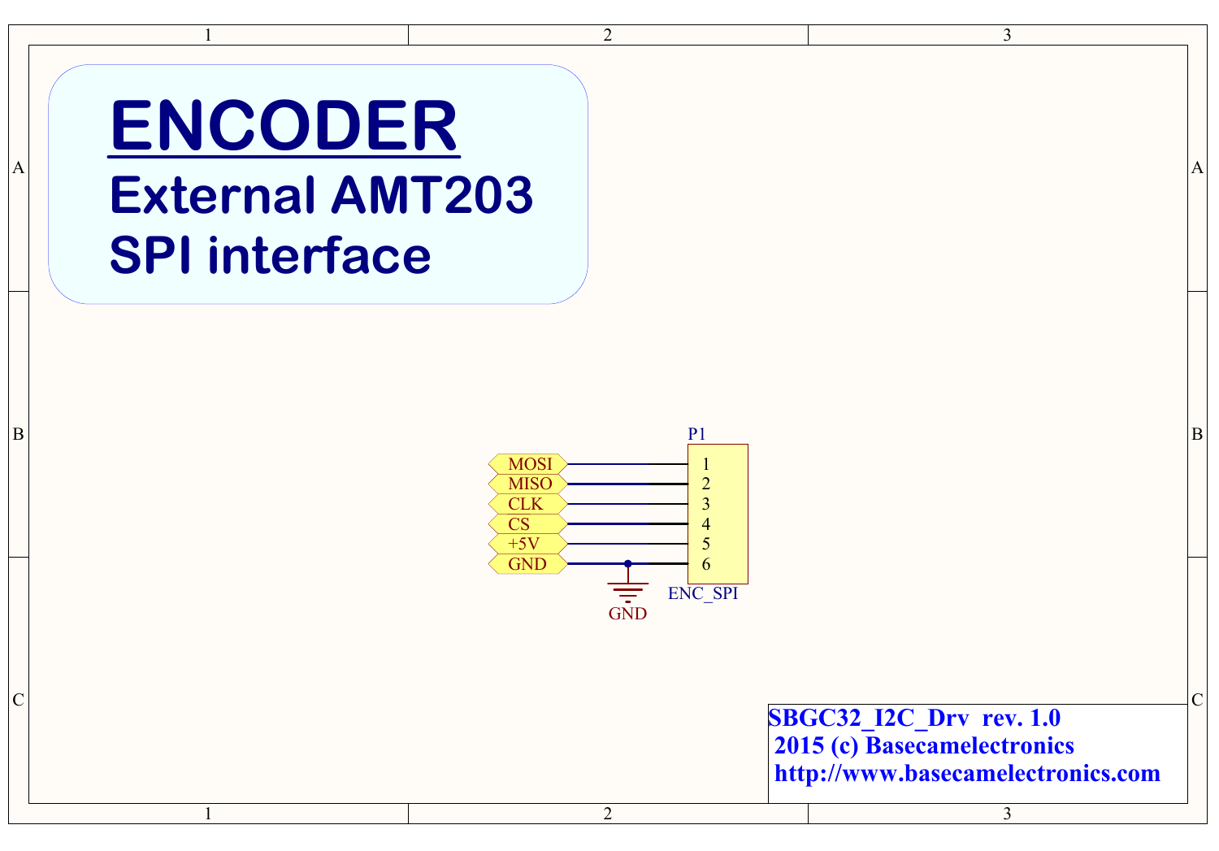# ENCODER

## External AMT203 SPI interface

P1

ENC_SPI

| Net | Pin |
| --- | --- |
| MOSI | 1 |
| MISO | 2 |
| CLK | 3 |
| CS | 4 |
| +5V | 5 |
| GND | 6 |

GND

**SBGC32_I2C_Drv rev. 1.0**
**2015 (c) Basecamelectronics**
**http://www.basecamelectronics.com**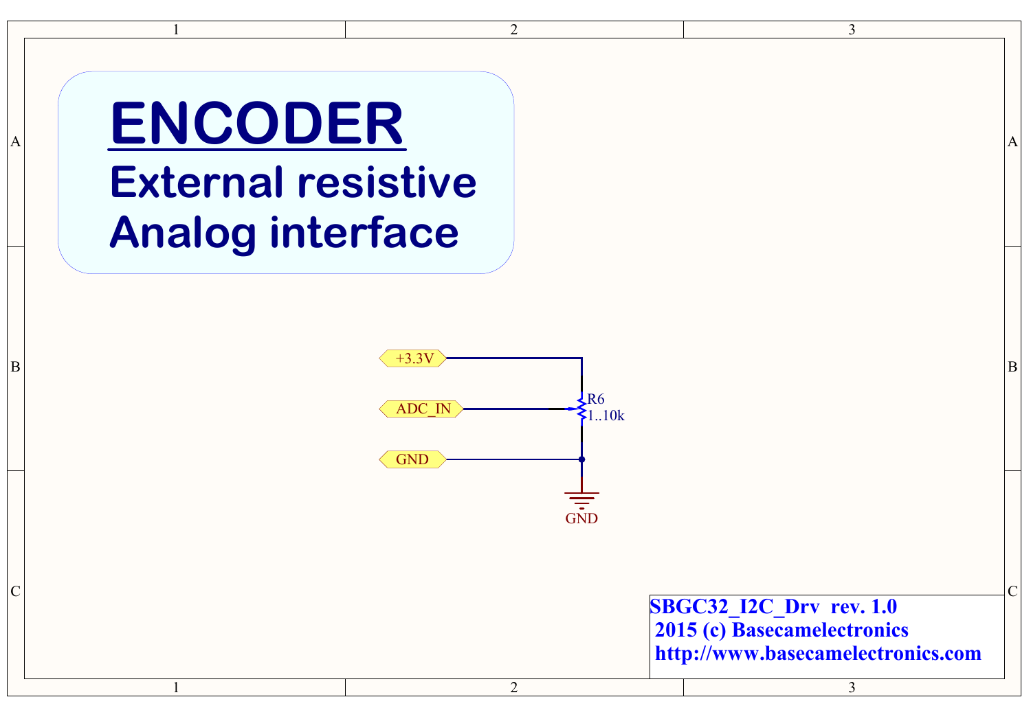# ENCODER

## External resistive Analog interface

+3.3V

ADC_IN

GND

R6
1..10k

GND

SBGC32_I2C_Drv rev. 1.0
2015 (c) Basecamelectronics
http://www.basecamelectronics.com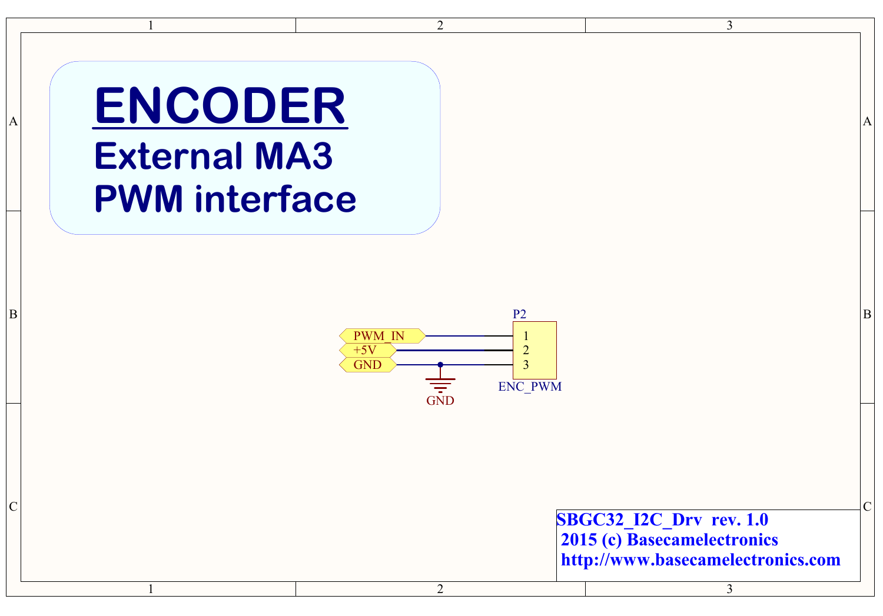# ENCODER

## External MA3

## PWM interface

P2

| Net | Pin |
| --- | --- |
| PWM_IN | 1 |
| +5V | 2 |
| GND | 3 |

ENC_PWM

GND

SBGC32_I2C_Drv rev. 1.0
2015 (c) Basecamelectronics
http://www.basecamelectronics.com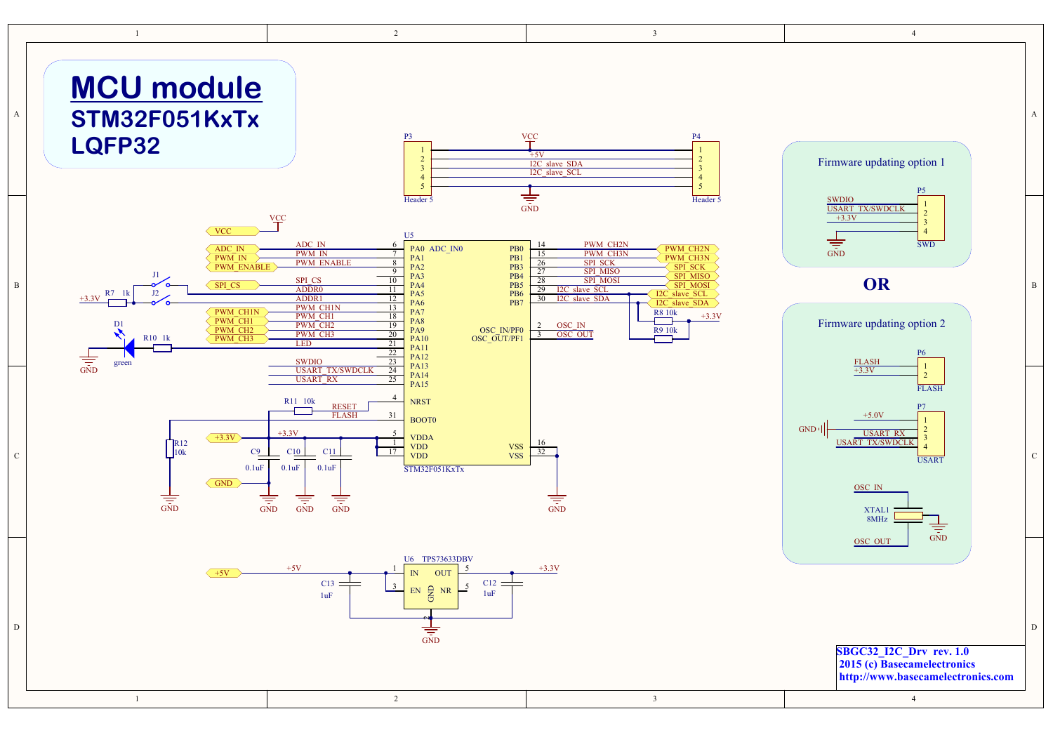# MCU module

## STM32F051KxTx

## LQFP32

**P3** (Header 5) / **P4** (Header 5)

| Pin | Net |
|---|---|
| 1 | VCC (+5V) |
| 2 | I2C_slave_SDA |
| 3 | I2C_slave_SCL |
| 4 | GND |
| 5 | GND |

**U5 STM32F051KxTx**

| Pin | Name | Net |
|---|---|---|
| 6 | PA0 ADC_IN0 | ADC_IN |
| 7 | PA1 | PWM_IN |
| 8 | PA2 | PWM_ENABLE |
| 9 | PA3 | |
| 10 | PA4 | SPI_CS |
| 11 | PA5 | ADDR0 |
| 12 | PA6 | ADDR1 |
| 13 | PA7 | PWM_CH1N |
| 18 | PA8 | PWM_CH1 |
| 19 | PA9 | PWM_CH2 |
| 20 | PA10 | PWM_CH3 |
| 21 | PA11 | LED |
| 22 | PA12 | |
| 23 | PA13 | SWDIO |
| 24 | PA14 | USART_TX/SWDCLK |
| 25 | PA15 | USART_RX |
| 4 | NRST | RESET |
| 31 | BOOT0 | FLASH |
| 5 | VDDA | +3.3V |
| 1 | VDD | +3.3V |
| 17 | VDD | +3.3V |
| 14 | PB0 | PWM_CH2N |
| 15 | PB1 | PWM_CH3N |
| 26 | PB3 | SPI_SCK |
| 27 | PB4 | SPI_MISO |
| 28 | PB5 | SPI_MOSI |
| 29 | PB6 | I2C_slave_SCL |
| 30 | PB7 | I2C_slave_SDA |
| 2 | OSC_IN/PF0 | OSC_IN |
| 3 | OSC_OUT/PF1 | OSC_OUT |
| 16 | VSS | GND |
| 32 | VSS | GND |

Other components: R7 1k, J1, J2 (+3.3V to ADDR0/ADDR1); D1 green, R10 1k (LED); R8 10k, R9 10k (I2C pull-ups to +3.3V); R11 10k (RESET/FLASH); R12 10k; C9 0.1uF, C10 0.1uF, C11 0.1uF.

**U6 TPS73633DBV**

| Pin | Name | Net |
|---|---|---|
| 1 | IN | +5V |
| 3 | EN | +5V |
| 5 | OUT | +3.3V |
| 5 | NR | |
| | GND | GND |

C13 1uF, C12 1uF.

### Firmware updating option 1

**P5 (SWD)**

| Pin | Net |
|---|---|
| 1 | SWDIO |
| 2 | USART_TX/SWDCLK |
| 3 | +3.3V |
| 4 | GND |

**OR**

### Firmware updating option 2

**P6 (FLASH)**

| Pin | Net |
|---|---|
| 1 | FLASH |
| 2 | +3.3V |

**P7 (USART)**

| Pin | Net |
|---|---|
| 1 | +5.0V |
| 2 | GND |
| 3 | USART_RX |
| 4 | USART_TX/SWDCLK |

XTAL1 8MHz (OSC_IN, OSC_OUT, GND)

SBGC32_I2C_Drv rev. 1.0
2015 (c) Basecamelectronics
http://www.basecamelectronics.com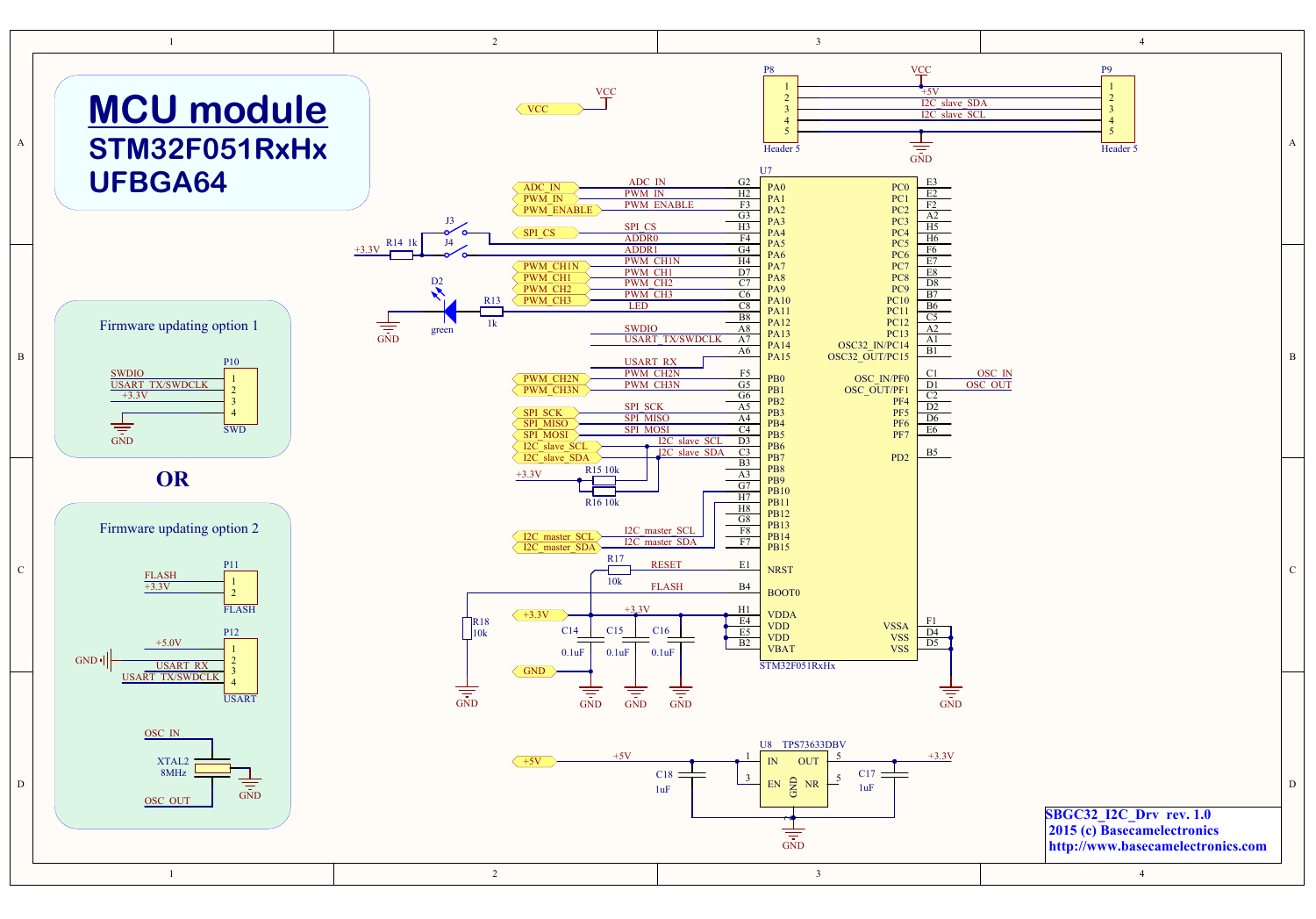# MCU module

## STM32F051RxHx

## UFBGA64

### Firmware updating option 1

P10 (SWD)

| Pin | Signal |
|---|---|
| 1 | SWDIO |
| 2 | USART_TX/SWDCLK |
| 3 | +3.3V |
| 4 | GND |

**OR**

### Firmware updating option 2

P11 (FLASH)

| Pin | Signal |
|---|---|
| 1 | FLASH |
| 2 | +3.3V |

P12 (USART)

| Pin | Signal |
|---|---|
| 1 | +5.0V |
| 2 | GND |
| 3 | USART_RX |
| 4 | USART_TX/SWDCLK |

XTAL2 8MHz — OSC_IN, OSC_OUT, GND

P8 / P9 (Header 5)

| Pin | Signal |
|---|---|
| 1 | VCC (+5V) |
| 2 | I2C_slave_SDA |
| 3 | I2C_slave_SCL |
| 4 | |
| 5 | GND |

U7 STM32F051RxHx

| Ball | Pin | Net |
|---|---|---|
| G2 | PA0 | ADC_IN |
| H2 | PA1 | PWM_IN |
| F3 | PA2 | PWM_ENABLE |
| G3 | PA3 | |
| H3 | PA4 | SPI_CS |
| F4 | PA5 | ADDR0 (J3) |
| G4 | PA6 | ADDR1 (J4, R14 1k to +3.3V) |
| H4 | PA7 | PWM_CH1N |
| D7 | PA8 | PWM_CH1 |
| C7 | PA9 | PWM_CH2 |
| C6 | PA10 | PWM_CH3 |
| C8 | PA11 | LED (R13 1k, D2 green, GND) |
| B8 | PA12 | |
| A8 | PA13 | SWDIO |
| A7 | PA14 | USART_TX/SWDCLK |
| A6 | PA15 | |
| F5 | PB0 | PWM_CH2N |
| G5 | PB1 | PWM_CH3N |
| G6 | PB2 | |
| A5 | PB3 | SPI_SCK |
| A4 | PB4 | SPI_MISO |
| C4 | PB5 | SPI_MOSI |
| D3 | PB6 | I2C_slave_SCL (R15 10k to +3.3V) |
| C3 | PB7 | I2C_slave_SDA (R16 10k to +3.3V) |
| B3 | PB8 | |
| A3 | PB9 | |
| G7 | PB10 | I2C_master_SCL |
| H7 | PB11 | I2C_master_SDA |
| H8 | PB12 | |
| G8 | PB13 | |
| F8 | PB14 | |
| F7 | PB15 | |
| E1 | NRST | RESET (R17 10k) |
| B4 | BOOT0 | FLASH (R18 10k to GND) |
| H1 | VDDA | +3.3V |
| E4 | VDD | +3.3V |
| E5 | VDD | +3.3V |
| B2 | VBAT | +3.3V |
| E3 | PC0 | |
| E2 | PC1 | |
| F2 | PC2 | |
| A2 | PC3 | |
| H5 | PC4 | |
| H6 | PC5 | |
| F6 | PC6 | |
| E7 | PC7 | |
| E8 | PC8 | |
| D8 | PC9 | |
| B7 | PC10 | |
| B6 | PC11 | |
| C5 | PC12 | |
| A2 | PC13 | |
| A1 | OSC32_IN/PC14 | |
| B1 | OSC32_OUT/PC15 | |
| C1 | OSC_IN/PF0 | OSC_IN |
| D1 | OSC_OUT/PF1 | OSC_OUT |
| C2 | PF4 | |
| D2 | PF5 | |
| D6 | PF6 | |
| E6 | PF7 | |
| B5 | PD2 | |
| F1 | VSSA | GND |
| D4 | VSS | GND |
| D5 | VSS | GND |

C14, C15, C16: 0.1uF (+3.3V to GND)

U8 TPS73633DBV: IN (1) ← +5V, C18 1uF; EN (3); GND; NR (5); OUT (5) → +3.3V, C17 1uF

SBGC32_I2C_Drv rev. 1.0
2015 (c) Basecamelectronics
http://www.basecamelectronics.com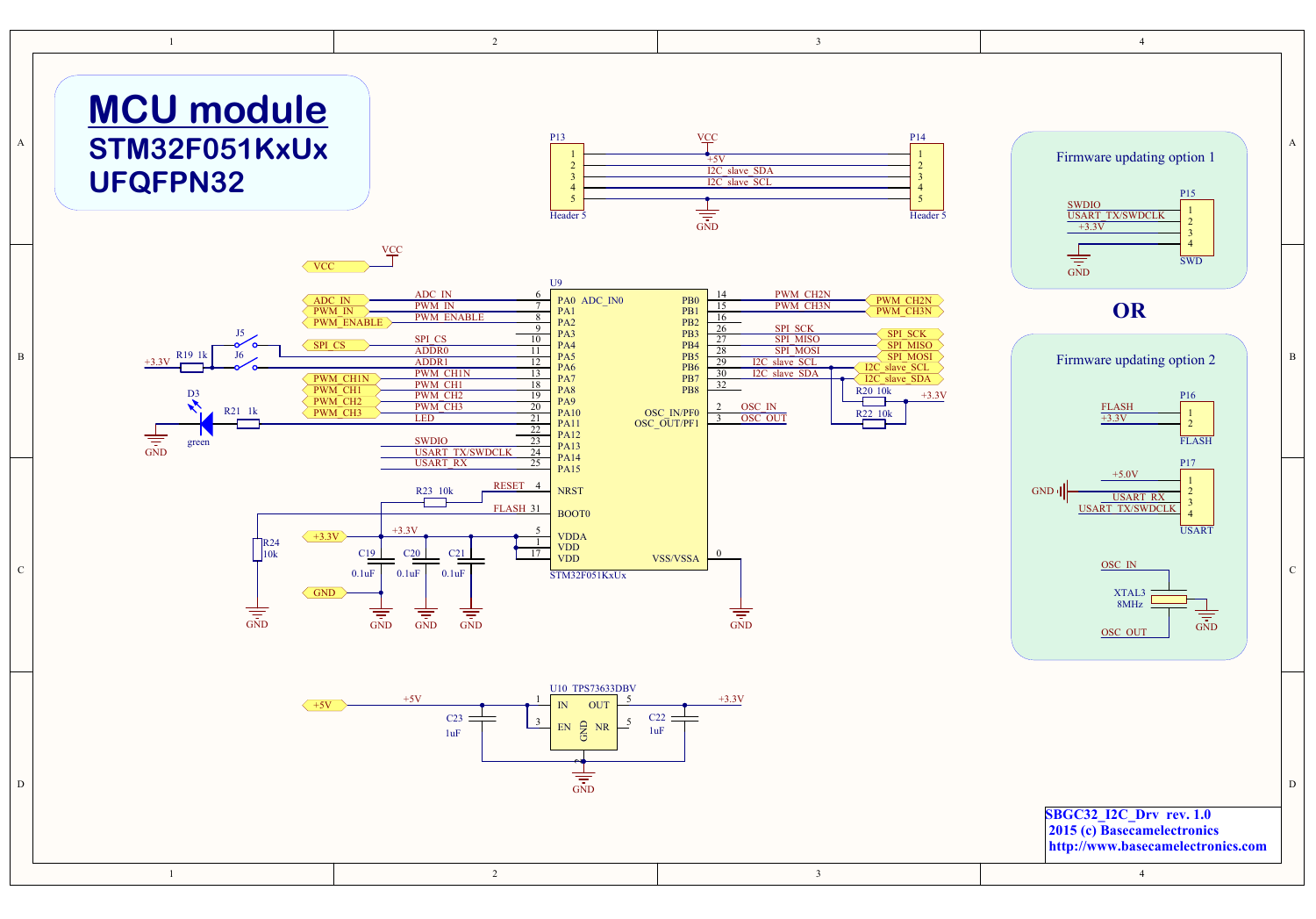# MCU module

## STM32F051KxUx
## UFQFPN32

**U9 – STM32F051KxUx**

| Pin | Name | Net |
|---|---|---|
| 6 | PA0 ADC_IN0 | ADC_IN |
| 7 | PA1 | PWM_IN |
| 8 | PA2 | PWM_ENABLE |
| 9 | PA3 | |
| 10 | PA4 | SPI_CS |
| 11 | PA5 | ADDR0 |
| 12 | PA6 | ADDR1 |
| 13 | PA7 | PWM_CH1N |
| 18 | PA8 | PWM_CH1 |
| 19 | PA9 | PWM_CH2 |
| 20 | PA10 | PWM_CH3 |
| 21 | PA11 | LED |
| 22 | PA12 | |
| 23 | PA13 | SWDIO |
| 24 | PA14 | USART_TX/SWDCLK |
| 25 | PA15 | USART_RX |
| 4 | NRST | RESET |
| 31 | BOOT0 | FLASH |
| 5 | VDDA | +3.3V |
| 1 | VDD | +3.3V |
| 17 | VDD | +3.3V |
| 14 | PB0 | PWM_CH2N |
| 15 | PB1 | PWM_CH3N |
| 16 | PB2 | |
| 26 | PB3 | SPI_SCK |
| 27 | PB4 | SPI_MISO |
| 28 | PB5 | SPI_MOSI |
| 29 | PB6 | I2C_slave_SCL |
| 30 | PB7 | I2C_slave_SDA |
| 32 | PB8 | |
| 2 | OSC_IN/PF0 | OSC_IN |
| 3 | OSC_OUT/PF1 | OSC_OUT |
| 0 | VSS/VSSA | GND |

**P13 / P14 (Header 5)**

| Pin | Net |
|---|---|
| 1 | +5V (VCC) |
| 2 | I2C_slave_SDA |
| 3 | I2C_slave_SCL |
| 4 | |
| 5 | GND |

Other components: VCC; J5, J6 switches with R19 1k to +3.3V (ADDR0, ADDR1); D3 green LED with R21 1k (LED) to GND; R23 10k (RESET); R24 10k (FLASH to GND); C19, C20, C21 0.1uF on +3.3V; R20 10k, R22 10k pull-ups to +3.3V on I2C_slave_SCL / I2C_slave_SDA.

**U10 TPS73633DBV**: IN (1) = +5V, EN (3), OUT (5) = +3.3V, NR (5), GND; C23 1uF, C22 1uF.

### Firmware updating option 1

P15 – SWD: 1 SWDIO, 2 USART_TX/SWDCLK, 3 +3.3V, 4 GND

**OR**

### Firmware updating option 2

P16 – FLASH: 1 FLASH, 2 +3.3V

P17 – USART: 1 +5.0V, 2 USART_RX, 3 USART_TX/SWDCLK, 4 GND

XTAL3 8MHz: OSC_IN, OSC_OUT, GND

**SBGC32_I2C_Drv rev. 1.0**
**2015 (c) Basecamelectronics**
**http://www.basecamelectronics.com**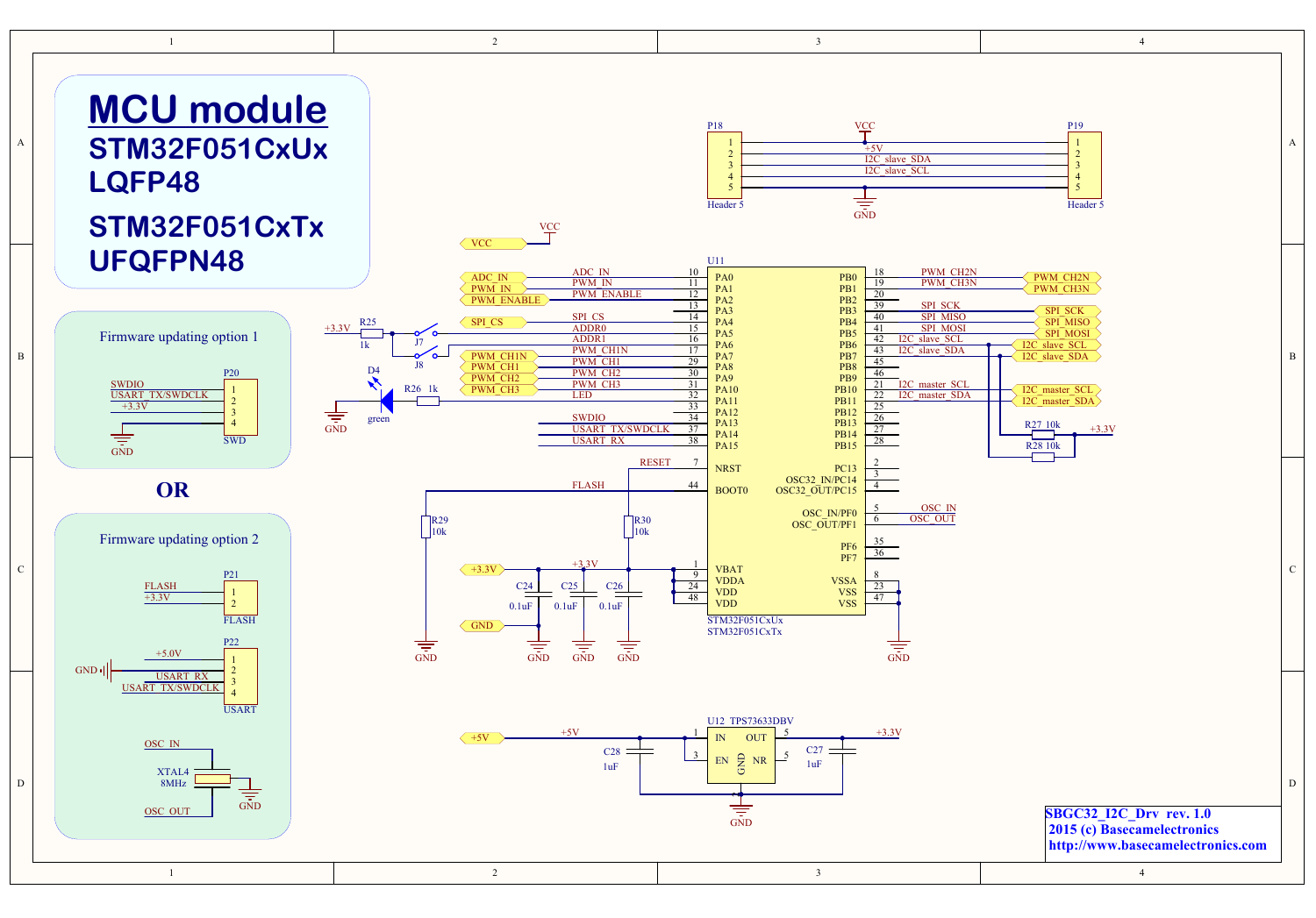# MCU module

## STM32F051CxUx LQFP48

## STM32F051CxTx UFQFPN48

### Firmware updating option 1

P20 (SWD)

1. SWDIO
2. USART_TX/SWDCLK
3. +3.3V
4. GND

**OR**

### Firmware updating option 2

P21 (FLASH)

1. FLASH
2. +3.3V

P22 (USART)

1. +5.0V
2. GND
3. USART_RX
4. USART_TX/SWDCLK

XTAL4 8MHz: OSC_IN, OSC_OUT, GND

P18 (Header 5) / P19 (Header 5)

1. VCC / +5V
2. I2C_slave_SDA
3. I2C_slave_SCL
4.
5. GND

U11 STM32F051CxUx / STM32F051CxTx

| Pin | Name | Net | | Pin | Name | Net |
|---|---|---|---|---|---|---|
| 10 | PA0 | ADC_IN | | 18 | PB0 | PWM_CH2N |
| 11 | PA1 | PWM_IN | | 19 | PB1 | PWM_CH3N |
| 12 | PA2 | PWM_ENABLE | | 20 | PB2 | |
| 13 | PA3 | | | 39 | PB3 | SPI_SCK |
| 14 | PA4 | SPI_CS | | 40 | PB4 | SPI_MISO |
| 15 | PA5 | ADDR0 | | 41 | PB5 | SPI_MOSI |
| 16 | PA6 | ADDR1 | | 42 | PB6 | I2C_slave_SCL |
| 17 | PA7 | PWM_CH1N | | 43 | PB7 | I2C_slave_SDA |
| 29 | PA8 | PWM_CH1 | | 45 | PB8 | |
| 30 | PA9 | PWM_CH2 | | 46 | PB9 | |
| 31 | PA10 | PWM_CH3 | | 21 | PB10 | I2C_master_SCL |
| 32 | PA11 | LED | | 22 | PB11 | I2C_master_SDA |
| 33 | PA12 | | | 25 | PB12 | |
| 34 | PA13 | SWDIO | | 26 | PB13 | |
| 37 | PA14 | USART_TX/SWDCLK | | 27 | PB14 | |
| 38 | PA15 | USART_RX | | 28 | PB15 | |
| 7 | NRST | RESET | | 2 | PC13 | |
| 44 | BOOT0 | FLASH | | 3 | OSC32_IN/PC14 | |
| | | | | 4 | OSC32_OUT/PC15 | |
| | | | | 5 | OSC_IN/PF0 | OSC_IN |
| | | | | 6 | OSC_OUT/PF1 | OSC_OUT |
| | | | | 35 | PF6 | |
| | | | | 36 | PF7 | |
| 1 | VBAT | +3.3V | | 8 | VSSA | GND |
| 9 | VDDA | +3.3V | | 23 | VSS | GND |
| 24 | VDD | +3.3V | | 47 | VSS | GND |
| 48 | VDD | +3.3V | | | | |

R25 1k, J7, J8 (+3.3V to ADDR0/ADDR1); D4 green, R26 1k (LED); R29 10k (FLASH to GND); R30 10k (RESET); C24 0.1uF, C25 0.1uF, C26 0.1uF; R27 10k, R28 10k (I2C_slave pull-ups to +3.3V)

U12 TPS73633DBV: IN (1) +5V, EN (3), GND, NR (5), OUT (5) +3.3V; C28 1uF, C27 1uF

**SBGC32_I2C_Drv rev. 1.0**
**2015 (c) Basecamelectronics**
**http://www.basecamelectronics.com**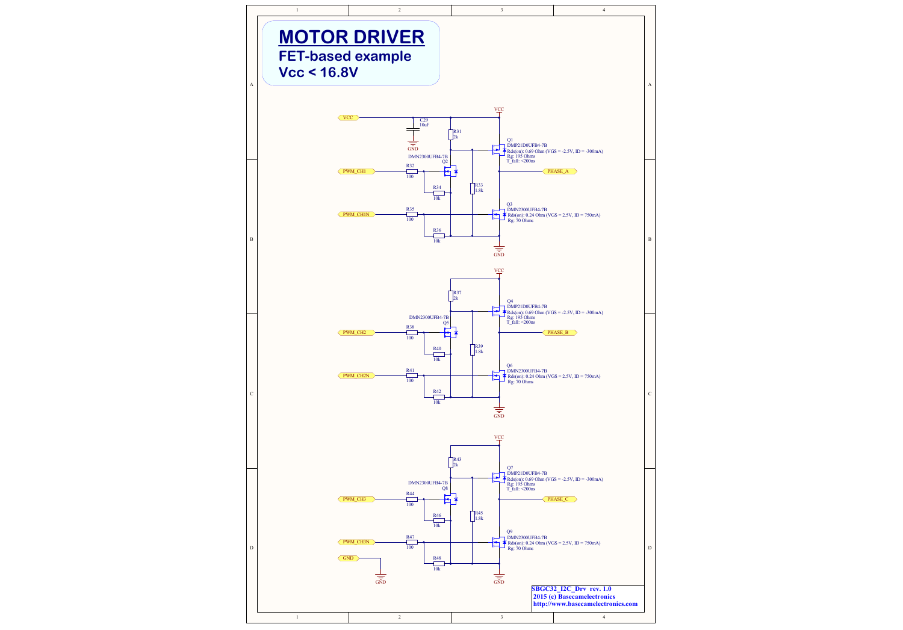# MOTOR DRIVER

**FET-based example**

**Vcc < 16.8V**

VCC

C29
10uF

GND

R31
2k

Q1
DMP21D0UFB4-7B
Rds(on): 0.69 Ohm (VGS = -2.5V, ID = -300mA)
Rg: 195 Ohms
T_fall: <200ns

DMN2300UFB4-7B
Q2

PWM_CH1

R32
100

PHASE_A

R33
1.8k

R34
10k

Q3
DMN2300UFB4-7B
Rds(on): 0.24 Ohm (VGS = 2.5V, ID = 750mA)
Rg: 70 Ohms

PWM_CH1N

R35
100

R36
10k

GND

VCC

R37
2k

Q4
DMP21D0UFB4-7B
Rds(on): 0.69 Ohm (VGS = -2.5V, ID = -300mA)
Rg: 195 Ohms
T_fall: <200ns

DMN2300UFB4-7B
Q5

PWM_CH2

R38
100

PHASE_B

R39
1.8k

R40
10k

Q6
DMN2300UFB4-7B
Rds(on): 0.24 Ohm (VGS = 2.5V, ID = 750mA)
Rg: 70 Ohms

PWM_CH2N

R41
100

R42
10k

GND

VCC

R43
2k

Q7
DMP21D0UFB4-7B
Rds(on): 0.69 Ohm (VGS = -2.5V, ID = -300mA)
Rg: 195 Ohms
T_fall: <200ns

DMN2300UFB4-7B
Q8

PWM_CH3

R44
100

PHASE_C

R45
1.8k

R46
10k

Q9
DMN2300UFB4-7B
Rds(on): 0.24 Ohm (VGS = 2.5V, ID = 750mA)
Rg: 70 Ohms

PWM_CH3N

R47
100

R48
10k

GND

GND

GND

**SBGC32_I2C_Drv rev. 1.0**
**2015 (c) Basecamelectronics**
**http://www.basecamelectronics.com**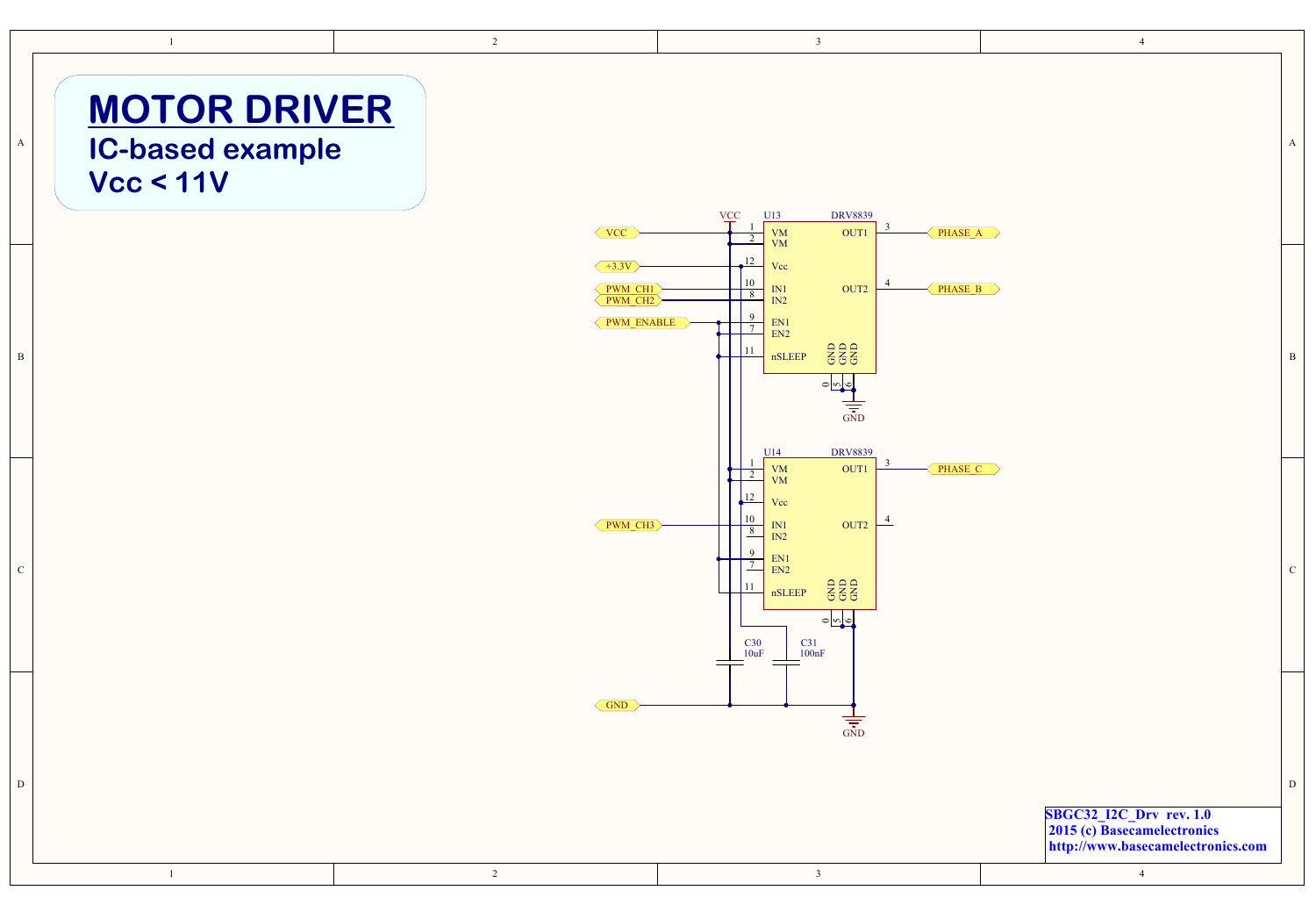# MOTOR DRIVER

## IC-based example
## Vcc < 11V

VCC

U13 DRV8839

- VCC → 1 VM, 2 VM
- +3.3V → 12 Vcc
- PWM_CH1 → 10 IN1
- PWM_CH2 → 8 IN2
- PWM_ENABLE → 9 EN1, 7 EN2
- 11 nSLEEP
- OUT1 3 → PHASE_A
- OUT2 4 → PHASE_B
- GND 0, 5, 6 → GND

U14 DRV8839

- 1 VM, 2 VM
- 12 Vcc
- PWM_CH3 → 10 IN1
- 8 IN2
- 9 EN1, 7 EN2
- 11 nSLEEP
- OUT1 3 → PHASE_C
- OUT2 4
- GND 0, 5, 6

C30 10uF

C31 100nF

GND → GND

SBGC32_I2C_Drv rev. 1.0
2015 (c) Basecamelectronics
http://www.basecamelectronics.com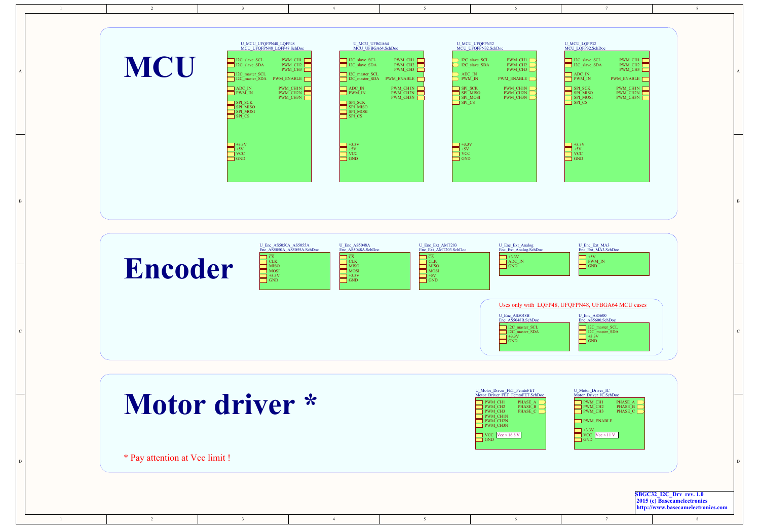# MCU

**U_MCU_UFQFPN48_LQFP48**
MCU_UFQFPN48_LQFP48.SchDoc

- I2C_slave_SCL
- I2C_slave_SDA
- I2C_master_SCL
- I2C_master_SDA
- ADC_IN
- PWM_IN
- SPI_SCK
- SPI_MISO
- SPI_MOSI
- SPI_CS
- +3.3V
- +5V
- VCC
- GND
- PWM_CH1
- PWM_CH2
- PWM_CH3
- PWM_ENABLE
- PWM_CH1N
- PWM_CH2N
- PWM_CH3N

**U_MCU_UFBGA64**
MCU_UFBGA64.SchDoc

- I2C_slave_SCL
- I2C_slave_SDA
- I2C_master_SCL
- I2C_master_SDA
- ADC_IN
- PWM_IN
- SPI_SCK
- SPI_MISO
- SPI_MOSI
- SPI_CS
- +3.3V
- +5V
- VCC
- GND
- PWM_CH1
- PWM_CH2
- PWM_CH3
- PWM_ENABLE
- PWM_CH1N
- PWM_CH2N
- PWM_CH3N

**U_MCU_UFQFPN32**
MCU_UFQFPN32.SchDoc

- I2C_slave_SCL
- I2C_slave_SDA
- ADC_IN
- PWM_IN
- SPI_SCK
- SPI_MISO
- SPI_MOSI
- SPI_CS
- +3.3V
- +5V
- VCC
- GND
- PWM_CH1
- PWM_CH2
- PWM_CH3
- PWM_ENABLE
- PWM_CH1N
- PWM_CH2N
- PWM_CH3N

**U_MCU_LQFP32**
MCU_LQFP32.SchDoc

- I2C_slave_SCL
- I2C_slave_SDA
- ADC_IN
- PWM_IN
- SPI_SCK
- SPI_MISO
- SPI_MOSI
- SPI_CS
- +3.3V
- +5V
- VCC
- GND
- PWM_CH1
- PWM_CH2
- PWM_CH3
- PWM_ENABLE
- PWM_CH1N
- PWM_CH2N
- PWM_CH3N

# Encoder

**U_Enc_AS5050A_AS5055A**
Enc_AS5050A_AS5055A.SchDoc

- CS
- CLK
- MISO
- MOSI
- +3.3V
- GND

**U_Enc_AS5048A**
Enc_AS5048A.SchDoc

- CS
- CLK
- MISO
- MOSI
- +3.3V
- GND

**U_Enc_Ext_AMT203**
Enc_Ext_AMT203.SchDoc

- CS
- CLK
- MISO
- MOSI
- +5V
- GND

**U_Enc_Ext_Analog**
Enc_Ext_Analog.SchDoc

- +3.3V
- ADC_IN
- GND

**U_Enc_Ext_MA3**
Enc_Ext_MA3.SchDoc

- +5V
- PWM_IN
- GND

Uses only with LQFP48, UFQFPN48, UFBGA64 MCU cases

**U_Enc_AS5048B**
Enc_AS5048B.SchDoc

- I2C_master_SCL
- I2C_master_SDA
- +3.3V
- GND

**U_Enc_AS5600**
Enc_AS5600.SchDoc

- I2C_master_SCL
- I2C_master_SDA
- +3.3V
- GND

# Motor driver *

**U_Motor_Driver_FET_FemtoFET**
Motor_Driver_FET_FemtoFET.SchDoc

- PWM_CH1
- PWM_CH2
- PWM_CH3
- PWM_CH1N
- PWM_CH2N
- PWM_CH3N
- VCC (Vcc < 16.8 V)
- GND
- PHASE_A
- PHASE_B
- PHASE_C

**U_Motor_Driver_IC**
Motor_Driver_IC.SchDoc

- PWM_CH1
- PWM_CH2
- PWM_CH3
- PWM_ENABLE
- +3.3V
- VCC (Vcc < 11 V)
- GND
- PHASE_A
- PHASE_B
- PHASE_C

* Pay attention at Vcc limit !

**SBGC32_I2C_Drv rev. 1.0**
**2015 (c) Basecamelectronics**
**http://www.basecamelectronics.com**